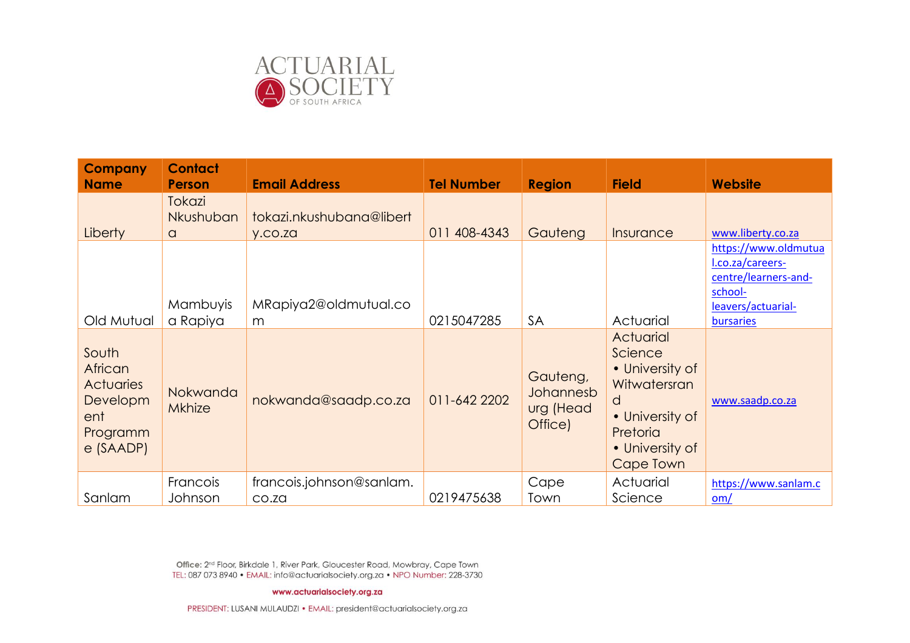| Company Name | Contact Person | Email Address | Tel Number | Region | Field | Website |
|---|---|---|---|---|---|---|
| Liberty | Tokazi Nkushubana | tokazi.nkushubana@liberty.co.za | 011 408-4343 | Gauteng | Insurance | www.liberty.co.za |
| Old Mutual | Mambuyisa Rapiya | MRapiya2@oldmutual.com | 0215047285 | SA | Actuarial | https://www.oldmutual.co.za/careers-centre/learners-and-school-leavers/actuarial-bursaries |
| South African Actuaries Development Programme (SAADP) | Nokwanda Mkhize | nokwanda@saadp.co.za | 011-642 2202 | Gauteng, Johannesburg (Head Office) | Actuarial Science • University of Witwatersrand • University of Pretoria • University of Cape Town | www.saadp.co.za |
| Sanlam | Francois Johnson | francois.johnson@sanlam.co.za | 0219475638 | Cape Town | Actuarial Science | https://www.sanlam.com/ |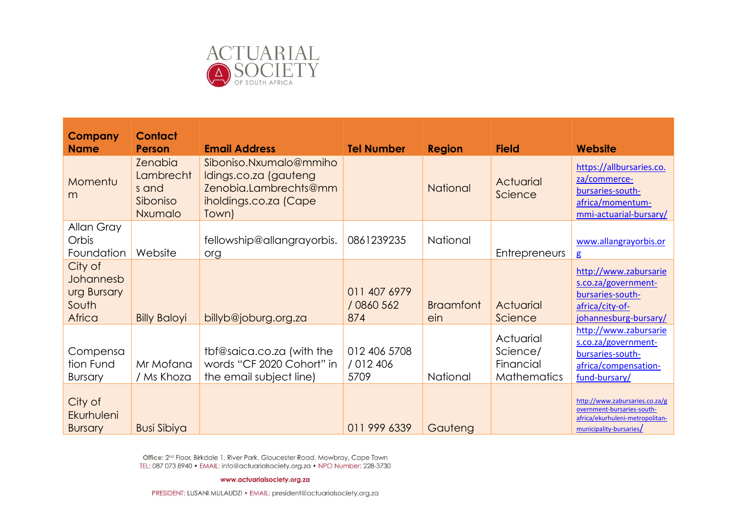| Company Name | Contact Person | Email Address | Tel Number | Region | Field | Website |
|---|---|---|---|---|---|---|
| Momentum | Zenabia Lambrechts and Siboniso Nxumalo | Siboniso.Nxumalo@mmiholdings.co.za (gauteng Zenobia.Lambrechts@mmiholdings.co.za (Cape Town) | | National | Actuarial Science | https://allbursaries.co.za/commerce-bursaries-south-africa/momentum-mmi-actuarial-bursary/ |
| Allan Gray Orbis Foundation | Website | fellowship@allangrayorbis.org | 0861239235 | National | Entrepreneurs | www.allangrayorbis.org |
| City of Johannesburg Bursary South Africa | Billy Baloyi | billyb@joburg.org.za | 011 407 6979 / 0860 562 874 | Braamfontein | Actuarial Science | http://www.zabursaries.co.za/government-bursaries-south-africa/city-of-johannesburg-bursary/ |
| Compensation Fund Bursary | Mr Mofana / Ms Khoza | tbf@saica.co.za (with the words "CF 2020 Cohort" in the email subject line) | 012 406 5708 / 012 406 5709 | National | Actuarial Science/ Financial Mathematics | http://www.zabursaries.co.za/government-bursaries-south-africa/compensation-fund-bursary/ |
| City of Ekurhuleni Bursary | Busi Sibiya | | 011 999 6339 | Gauteng | | http://www.zabursaries.co.za/government-bursaries-south-africa/ekurhuleni-metropolitan-municipality-bursaries/ |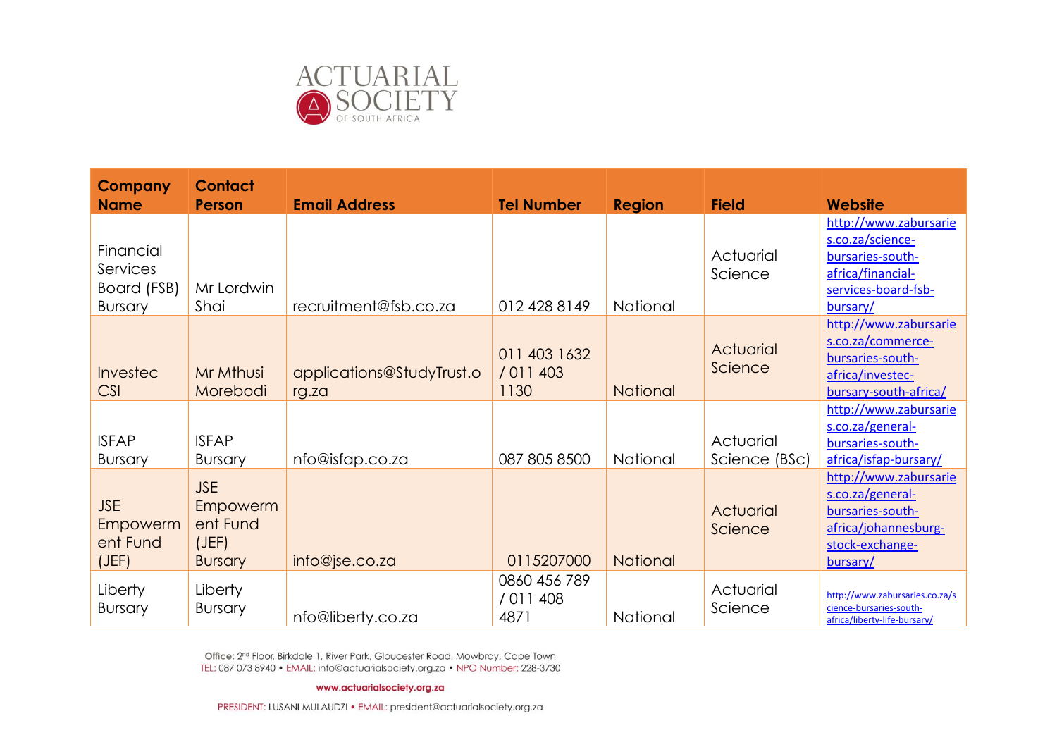| Company Name | Contact Person | Email Address | Tel Number | Region | Field | Website |
|---|---|---|---|---|---|---|
| Financial Services Board (FSB) Bursary | Mr Lordwin Shai | recruitment@fsb.co.za | 012 428 8149 | National | Actuarial Science | http://www.zabursaries.co.za/science-bursaries-south-africa/financial-services-board-fsb-bursary/ |
| Investec CSI | Mr Mthusi Morebodi | applications@StudyTrust.org.za | 011 403 1632 / 011 403 1130 | National | Actuarial Science | http://www.zabursaries.co.za/commerce-bursaries-south-africa/investec-bursary-south-africa/ |
| ISFAP Bursary | ISFAP Bursary | nfo@isfap.co.za | 087 805 8500 | National | Actuarial Science (BSc) | http://www.zabursaries.co.za/general-bursaries-south-africa/isfap-bursary/ |
| JSE Empowerment Fund (JEF) | JSE Empowerment Fund (JEF) Bursary | info@jse.co.za | 0115207000 | National | Actuarial Science | http://www.zabursaries.co.za/general-bursaries-south-africa/johannesburg-stock-exchange-bursary/ |
| Liberty Bursary | Liberty Bursary | nfo@liberty.co.za | 0860 456 789 / 011 408 4871 | National | Actuarial Science | http://www.zabursaries.co.za/science-bursaries-south-africa/liberty-life-bursary/ |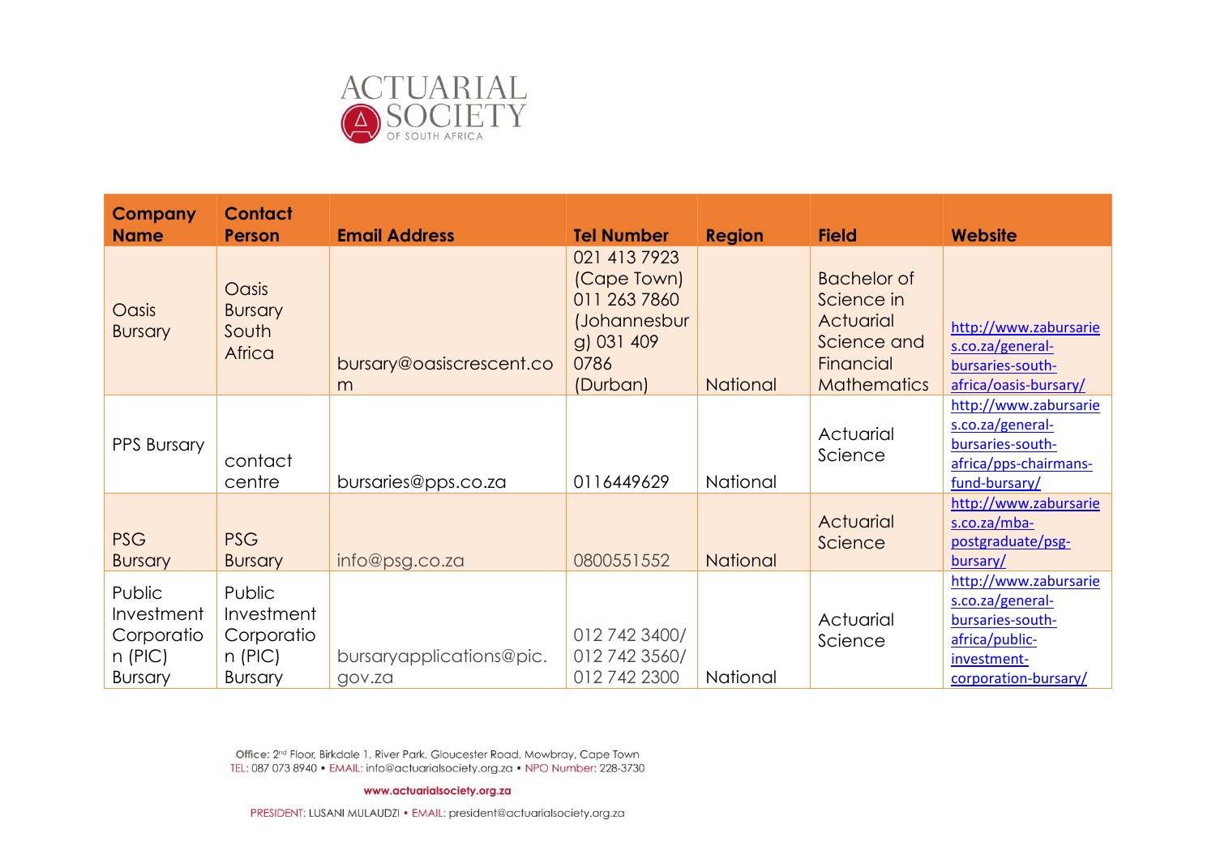| Company Name | Contact Person | Email Address | Tel Number | Region | Field | Website |
|---|---|---|---|---|---|---|
| Oasis Bursary | Oasis Bursary South Africa | bursary@oasiscrescent.com | 021 413 7923 (Cape Town) 011 263 7860 (Johannesburg) 031 409 0786 (Durban) | National | Bachelor of Science in Actuarial Science and Financial Mathematics | http://www.zabursaries.co.za/general-bursaries-south-africa/oasis-bursary/ |
| PPS Bursary | contact centre | bursaries@pps.co.za | 0116449629 | National | Actuarial Science | http://www.zabursaries.co.za/general-bursaries-south-africa/pps-chairmans-fund-bursary/ |
| PSG Bursary | PSG Bursary | info@psg.co.za | 0800551552 | National | Actuarial Science | http://www.zabursaries.co.za/mba-postgraduate/psg-bursary/ |
| Public Investment Corporation (PIC) Bursary | Public Investment Corporation (PIC) Bursary | bursaryapplications@pic.gov.za | 012 742 3400/ 012 742 3560/ 012 742 2300 | National | Actuarial Science | http://www.zabursaries.co.za/general-bursaries-south-africa/public-investment-corporation-bursary/ |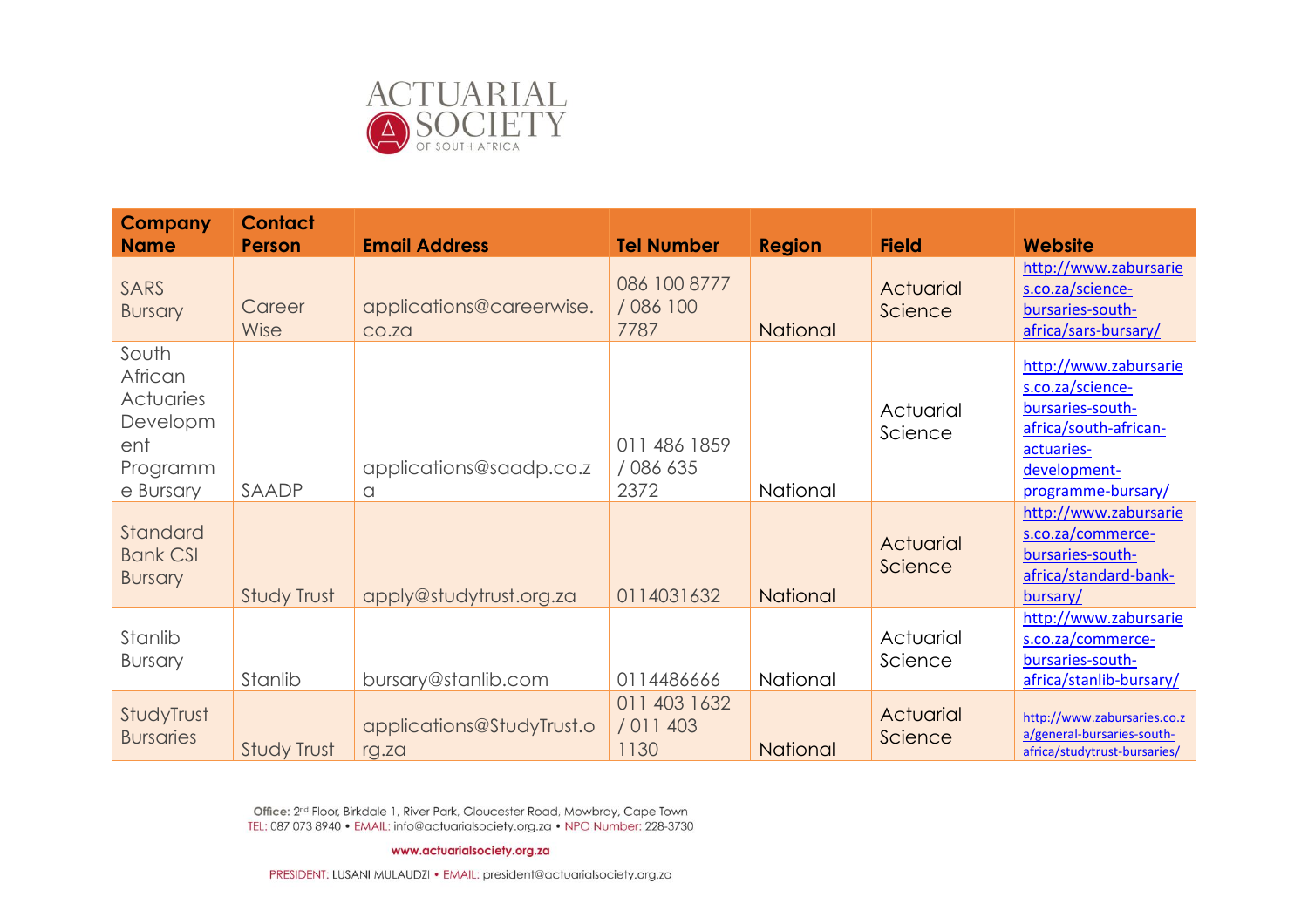| Company Name | Contact Person | Email Address | Tel Number | Region | Field | Website |
|---|---|---|---|---|---|---|
| SARS Bursary | Career Wise | applications@careerwise.co.za | 086 100 8777 / 086 100 7787 | National | Actuarial Science | http://www.zabursaries.co.za/science-bursaries-south-africa/sars-bursary/ |
| South African Actuaries Development Programme Bursary | SAADP | applications@saadp.co.za | 011 486 1859 / 086 635 2372 | National | Actuarial Science | http://www.zabursaries.co.za/science-bursaries-south-africa/south-african-actuaries-development-programme-bursary/ |
| Standard Bank CSI Bursary | Study Trust | apply@studytrust.org.za | 0114031632 | National | Actuarial Science | http://www.zabursaries.co.za/commerce-bursaries-south-africa/standard-bank-bursary/ |
| Stanlib Bursary | Stanlib | bursary@stanlib.com | 0114486666 | National | Actuarial Science | http://www.zabursaries.co.za/commerce-bursaries-south-africa/stanlib-bursary/ |
| StudyTrust Bursaries | Study Trust | applications@StudyTrust.org.za | 011 403 1632 / 011 403 1130 | National | Actuarial Science | http://www.zabursaries.co.za/general-bursaries-south-africa/studytrust-bursaries/ |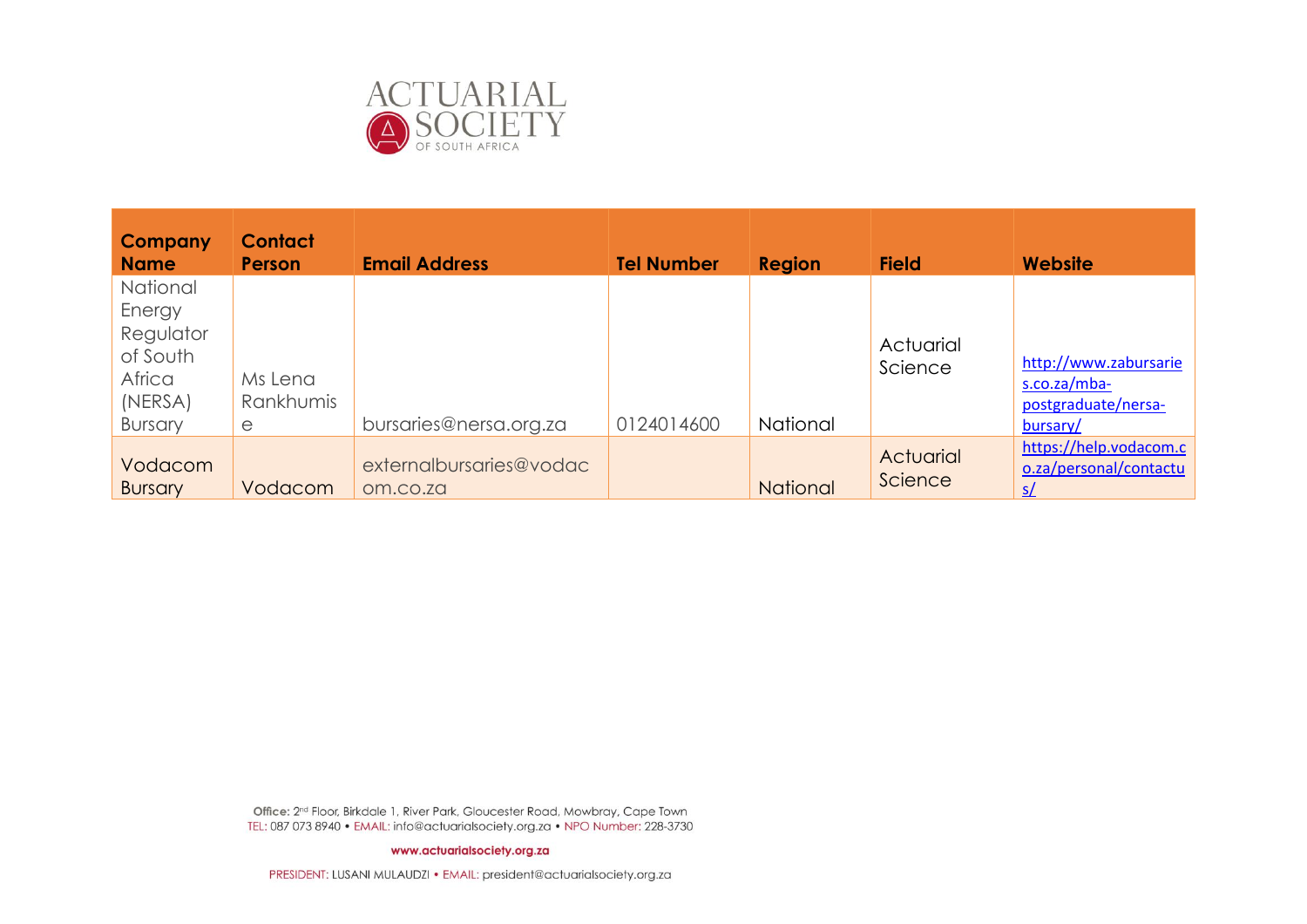| Company Name | Contact Person | Email Address | Tel Number | Region | Field | Website |
|---|---|---|---|---|---|---|
| National Energy Regulator of South Africa (NERSA) Bursary | Ms Lena Rankhumise | bursaries@nersa.org.za | 0124014600 | National | Actuarial Science | http://www.zabursaries.co.za/mba-postgraduate/nersa-bursary/ |
| Vodacom Bursary | Vodacom | externalbursaries@vodacom.co.za | | National | Actuarial Science | https://help.vodacom.co.za/personal/contactus/ |